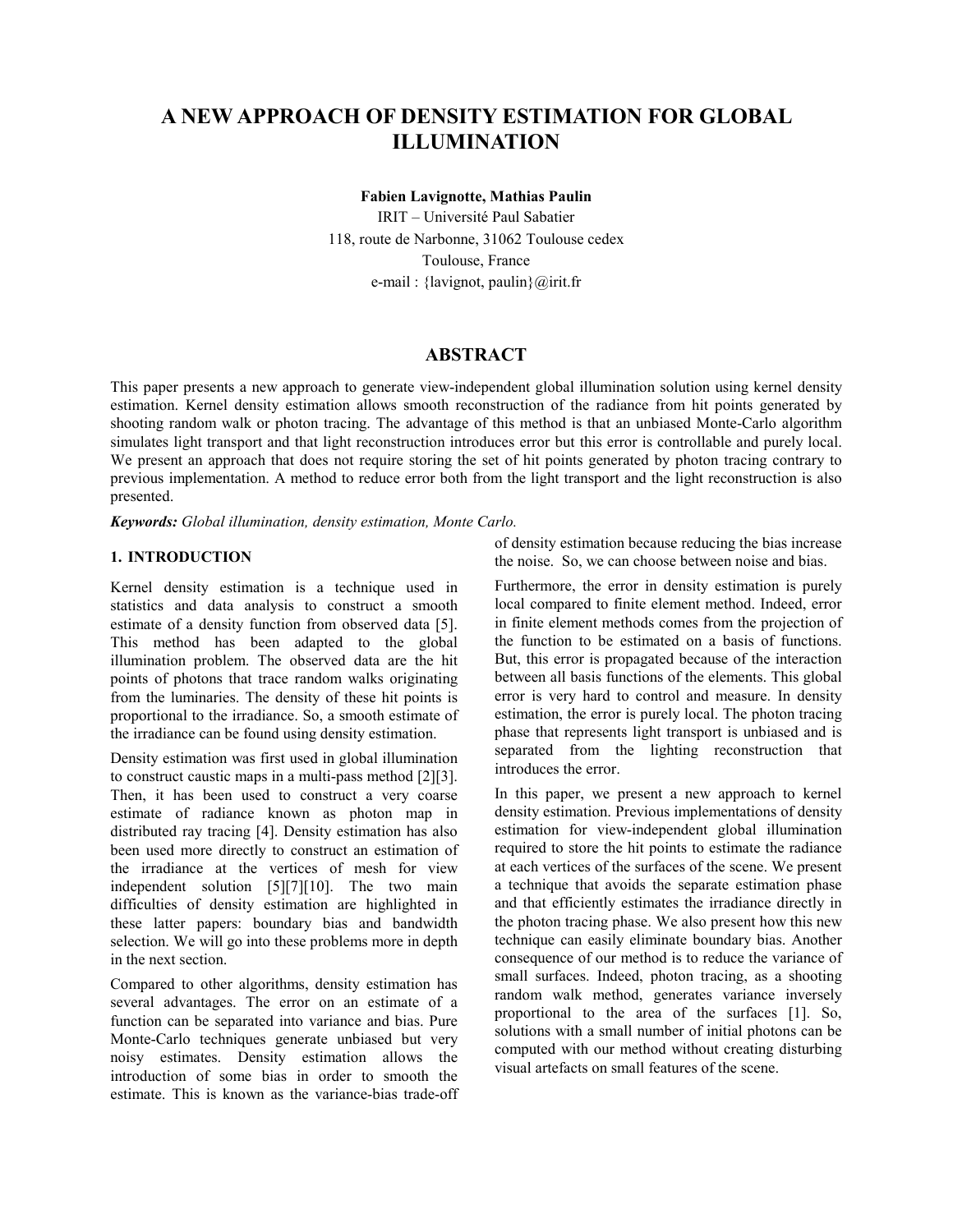# A NEW APPROACH OF DENSITY ESTIMATION FOR GLOBAL ILLUMINATION

**Fabien Lavignotte, Mathias Paulin**

IRIT – Université Paul Sabatier
118, route de Narbonne, 31062 Toulouse cedex
Toulouse, France
e-mail : {lavignot, paulin}@irit.fr

## ABSTRACT

This paper presents a new approach to generate view-independent global illumination solution using kernel density estimation. Kernel density estimation allows smooth reconstruction of the radiance from hit points generated by shooting random walk or photon tracing. The advantage of this method is that an unbiased Monte-Carlo algorithm simulates light transport and that light reconstruction introduces error but this error is controllable and purely local. We present an approach that does not require storing the set of hit points generated by photon tracing contrary to previous implementation. A method to reduce error both from the light transport and the light reconstruction is also presented.

***Keywords:*** *Global illumination, density estimation, Monte Carlo.*

### 1. INTRODUCTION

Kernel density estimation is a technique used in statistics and data analysis to construct a smooth estimate of a density function from observed data [5]. This method has been adapted to the global illumination problem. The observed data are the hit points of photons that trace random walks originating from the luminaries. The density of these hit points is proportional to the irradiance. So, a smooth estimate of the irradiance can be found using density estimation.

Density estimation was first used in global illumination to construct caustic maps in a multi-pass method [2][3]. Then, it has been used to construct a very coarse estimate of radiance known as photon map in distributed ray tracing [4]. Density estimation has also been used more directly to construct an estimation of the irradiance at the vertices of mesh for view independent solution [5][7][10]. The two main difficulties of density estimation are highlighted in these latter papers: boundary bias and bandwidth selection. We will go into these problems more in depth in the next section.

Compared to other algorithms, density estimation has several advantages. The error on an estimate of a function can be separated into variance and bias. Pure Monte-Carlo techniques generate unbiased but very noisy estimates. Density estimation allows the introduction of some bias in order to smooth the estimate. This is known as the variance-bias trade-off of density estimation because reducing the bias increase the noise. So, we can choose between noise and bias.

Furthermore, the error in density estimation is purely local compared to finite element method. Indeed, error in finite element methods comes from the projection of the function to be estimated on a basis of functions. But, this error is propagated because of the interaction between all basis functions of the elements. This global error is very hard to control and measure. In density estimation, the error is purely local. The photon tracing phase that represents light transport is unbiased and is separated from the lighting reconstruction that introduces the error.

In this paper, we present a new approach to kernel density estimation. Previous implementations of density estimation for view-independent global illumination required to store the hit points to estimate the radiance at each vertices of the surfaces of the scene. We present a technique that avoids the separate estimation phase and that efficiently estimates the irradiance directly in the photon tracing phase. We also present how this new technique can easily eliminate boundary bias. Another consequence of our method is to reduce the variance of small surfaces. Indeed, photon tracing, as a shooting random walk method, generates variance inversely proportional to the area of the surfaces [1]. So, solutions with a small number of initial photons can be computed with our method without creating disturbing visual artefacts on small features of the scene.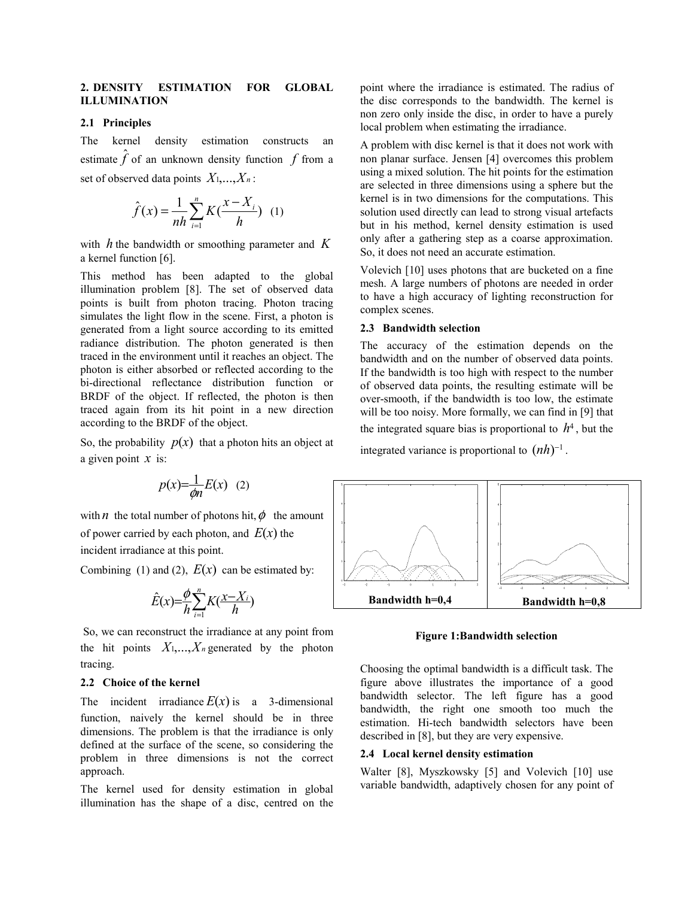## 2. DENSITY ESTIMATION FOR GLOBAL ILLUMINATION

### 2.1 Principles

The kernel density estimation constructs an estimate $\hat{f}$ of an unknown density function $f$ from a set of observed data points $X_1,\ldots,X_n$:

$$\hat{f}(x) = \frac{1}{nh}\sum_{i=1}^{n} K(\frac{x - X_i}{h}) \quad (1)$$

with $h$ the bandwidth or smoothing parameter and $K$ a kernel function [6].

This method has been adapted to the global illumination problem [8]. The set of observed data points is built from photon tracing. Photon tracing simulates the light flow in the scene. First, a photon is generated from a light source according to its emitted radiance distribution. The photon generated is then traced in the environment until it reaches an object. The photon is either absorbed or reflected according to the bi-directional reflectance distribution function or BRDF of the object. If reflected, the photon is then traced again from its hit point in a new direction according to the BRDF of the object.

So, the probability $p(x)$ that a photon hits an object at a given point $x$ is:

$$p(x) = \frac{1}{\phi n} E(x) \quad (2)$$

with $n$ the total number of photons hit, $\phi$ the amount of power carried by each photon, and $E(x)$ the incident irradiance at this point.

Combining (1) and (2), $E(x)$ can be estimated by:

$$\hat{E}(x) = \frac{\phi}{h}\sum_{i=1}^{n} K(\frac{x - X_i}{h})$$

So, we can reconstruct the irradiance at any point from the hit points $X_1,\ldots,X_n$ generated by the photon tracing.

### 2.2 Choice of the kernel

The incident irradiance $E(x)$ is a 3-dimensional function, naively the kernel should be in three dimensions. The problem is that the irradiance is only defined at the surface of the scene, so considering the problem in three dimensions is not the correct approach.

The kernel used for density estimation in global illumination has the shape of a disc, centred on the point where the irradiance is estimated. The radius of the disc corresponds to the bandwidth. The kernel is non zero only inside the disc, in order to have a purely local problem when estimating the irradiance.

A problem with disc kernel is that it does not work with non planar surface. Jensen [4] overcomes this problem using a mixed solution. The hit points for the estimation are selected in three dimensions using a sphere but the kernel is in two dimensions for the computations. This solution used directly can lead to strong visual artefacts but in his method, kernel density estimation is used only after a gathering step as a coarse approximation. So, it does not need an accurate estimation.

Volevich [10] uses photons that are bucketed on a fine mesh. A large numbers of photons are needed in order to have a high accuracy of lighting reconstruction for complex scenes.

### 2.3 Bandwidth selection

The accuracy of the estimation depends on the bandwidth and on the number of observed data points. If the bandwidth is too high with respect to the number of observed data points, the resulting estimate will be over-smooth, if the bandwidth is too low, the estimate will be too noisy. More formally, we can find in [9] that the integrated square bias is proportional to $h^4$, but the integrated variance is proportional to $(nh)^{-1}$.

| Bandwidth h=0,4 | Bandwidth h=0,8 |
| --- | --- |

**Figure 1:Bandwidth selection**

Choosing the optimal bandwidth is a difficult task. The figure above illustrates the importance of a good bandwidth selector. The left figure has a good bandwidth, the right one smooth too much the estimation. Hi-tech bandwidth selectors have been described in [8], but they are very expensive.

### 2.4 Local kernel density estimation

Walter [8], Myszkowsky [5] and Volevich [10] use variable bandwidth, adaptively chosen for any point of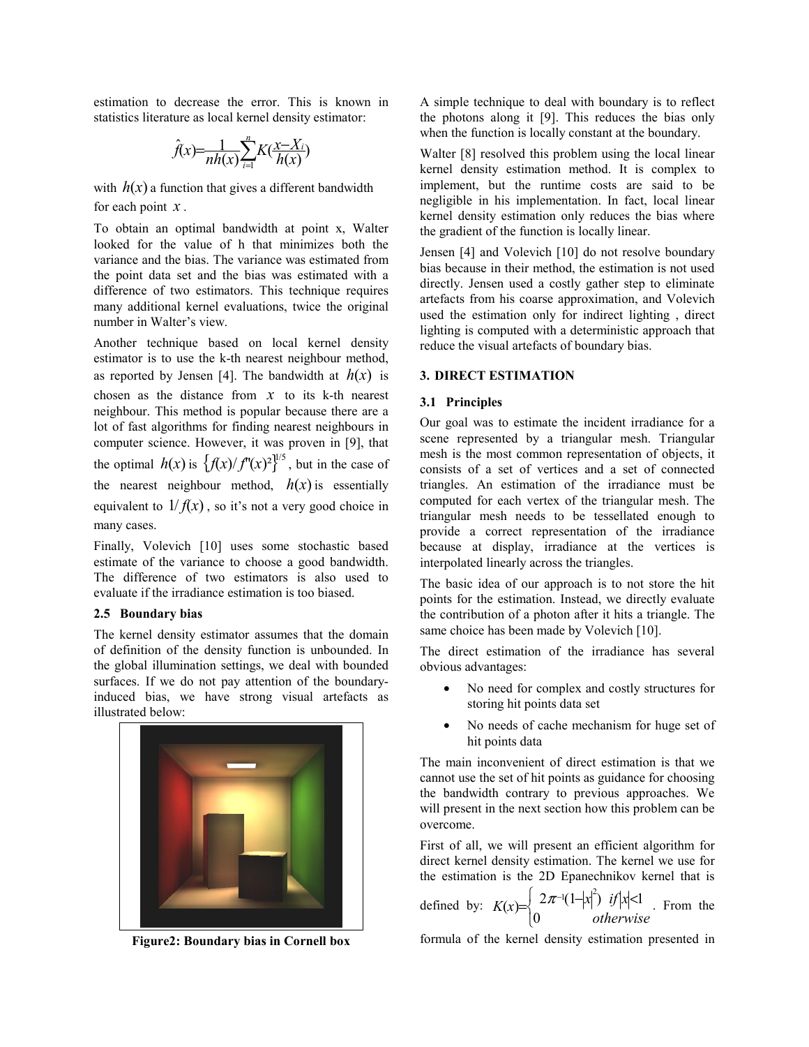estimation to decrease the error. This is known in statistics literature as local kernel density estimator:

$$\hat{f}(x)=\frac{1}{nh(x)}\sum_{i=1}^{n}K\left(\frac{x-X_i}{h(x)}\right)$$

with $h(x)$ a function that gives a different bandwidth for each point $x$.

To obtain an optimal bandwidth at point x, Walter looked for the value of h that minimizes both the variance and the bias. The variance was estimated from the point data set and the bias was estimated with a difference of two estimators. This technique requires many additional kernel evaluations, twice the original number in Walter's view.

Another technique based on local kernel density estimator is to use the k-th nearest neighbour method, as reported by Jensen [4]. The bandwidth at $h(x)$ is chosen as the distance from $x$ to its k-th nearest neighbour. This method is popular because there are a lot of fast algorithms for finding nearest neighbours in computer science. However, it was proven in [9], that the optimal $h(x)$ is $\left\{f(x)/f''(x)^2\right\}^{1/5}$, but in the case of the nearest neighbour method, $h(x)$ is essentially equivalent to $1/f(x)$, so it's not a very good choice in many cases.

Finally, Volevich [10] uses some stochastic based estimate of the variance to choose a good bandwidth. The difference of two estimators is also used to evaluate if the irradiance estimation is too biased.

### 2.5 Boundary bias

The kernel density estimator assumes that the domain of definition of the density function is unbounded. In the global illumination settings, we deal with bounded surfaces. If we do not pay attention of the boundary-induced bias, we have strong visual artefacts as illustrated below:

**Figure2: Boundary bias in Cornell box**

A simple technique to deal with boundary is to reflect the photons along it [9]. This reduces the bias only when the function is locally constant at the boundary.

Walter [8] resolved this problem using the local linear kernel density estimation method. It is complex to implement, but the runtime costs are said to be negligible in his implementation. In fact, local linear kernel density estimation only reduces the bias where the gradient of the function is locally linear.

Jensen [4] and Volevich [10] do not resolve boundary bias because in their method, the estimation is not used directly. Jensen used a costly gather step to eliminate artefacts from his coarse approximation, and Volevich used the estimation only for indirect lighting , direct lighting is computed with a deterministic approach that reduce the visual artefacts of boundary bias.

## 3. DIRECT ESTIMATION

### 3.1 Principles

Our goal was to estimate the incident irradiance for a scene represented by a triangular mesh. Triangular mesh is the most common representation of objects, it consists of a set of vertices and a set of connected triangles. An estimation of the irradiance must be computed for each vertex of the triangular mesh. The triangular mesh needs to be tessellated enough to provide a correct representation of the irradiance because at display, irradiance at the vertices is interpolated linearly across the triangles.

The basic idea of our approach is to not store the hit points for the estimation. Instead, we directly evaluate the contribution of a photon after it hits a triangle. The same choice has been made by Volevich [10].

The direct estimation of the irradiance has several obvious advantages:

- No need for complex and costly structures for storing hit points data set
- No needs of cache mechanism for huge set of hit points data

The main inconvenient of direct estimation is that we cannot use the set of hit points as guidance for choosing the bandwidth contrary to previous approaches. We will present in the next section how this problem can be overcome.

First of all, we will present an efficient algorithm for direct kernel density estimation. The kernel we use for the estimation is the 2D Epanechnikov kernel that is defined by: $K(x)=\begin{cases} 2\pi^{-1}(1-|x|^2) & if\,|x|<1 \\ 0 & otherwise \end{cases}$. From the formula of the kernel density estimation presented in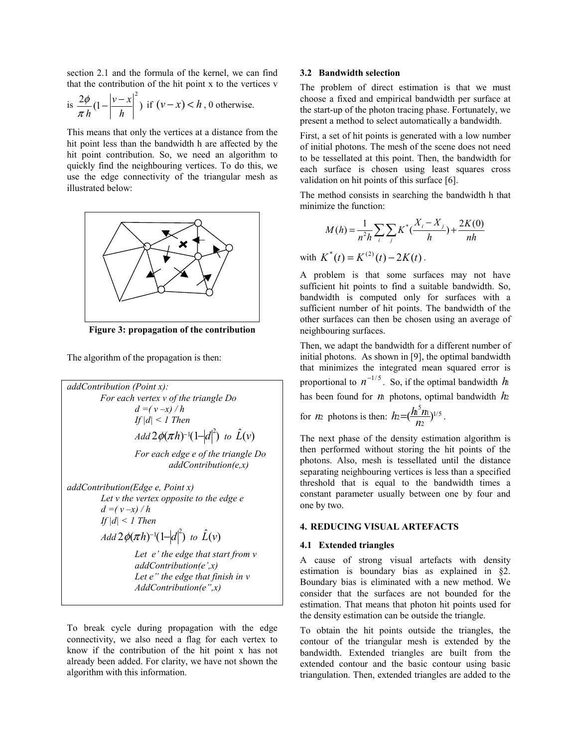section 2.1 and the formula of the kernel, we can find that the contribution of the hit point x to the vertices v is $\frac{2\phi}{\pi h}(1-\left|\frac{v-x}{h}\right|^2)$ if $(v-x)<h$, 0 otherwise.

This means that only the vertices at a distance from the hit point less than the bandwidth h are affected by the hit point contribution. So, we need an algorithm to quickly find the neighbouring vertices. To do this, we use the edge connectivity of the triangular mesh as illustrated below:

**Figure 3: propagation of the contribution**

The algorithm of the propagation is then:

```
addContribution (Point x):
        For each vertex v of the triangle Do
                d =( v –x) / h
                If |d| < 1 Then
                Add 2φ(πh)^-1(1–|d|^2) to L̂(v)
                For each edge e of the triangle Do
                        addContribution(e,x)

addContribution(Edge e, Point x)
        Let v the vertex opposite to the edge e
        d =( v –x) / h
        If |d| < 1 Then
        Add 2φ(πh)^-1(1–|d|^2) to L̂(v)
                Let e' the edge that start from v
                addContribution(e',x)
                Let e" the edge that finish in v
                AddContribution(e",x)
```

To break cycle during propagation with the edge connectivity, we also need a flag for each vertex to know if the contribution of the hit point x has not already been added. For clarity, we have not shown the algorithm with this information.

### 3.2 Bandwidth selection

The problem of direct estimation is that we must choose a fixed and empirical bandwidth per surface at the start-up of the photon tracing phase. Fortunately, we present a method to select automatically a bandwidth.

First, a set of hit points is generated with a low number of initial photons. The mesh of the scene does not need to be tessellated at this point. Then, the bandwidth for each surface is chosen using least squares cross validation on hit points of this surface [6].

The method consists in searching the bandwidth h that minimize the function:

$$M(h)=\frac{1}{n^2h}\sum_i\sum_j K^*(\frac{X_i-X_j}{h})+\frac{2K(0)}{nh}$$

with $K^*(t)=K^{(2)}(t)-2K(t)$.

A problem is that some surfaces may not have sufficient hit points to find a suitable bandwidth. So, bandwidth is computed only for surfaces with a sufficient number of hit points. The bandwidth of the other surfaces can then be chosen using an average of neighbouring surfaces.

Then, we adapt the bandwidth for a different number of initial photons. As shown in [9], the optimal bandwidth that minimizes the integrated mean squared error is proportional to $n^{-1/5}$. So, if the optimal bandwidth $h_1$ has been found for $n_1$ photons, optimal bandwidth $h_2$ for $n_2$ photons is then: $h_2=(\frac{h_1^5 n_1}{n_2})^{1/5}$.

The next phase of the density estimation algorithm is then performed without storing the hit points of the photons. Also, mesh is tessellated until the distance separating neighbouring vertices is less than a specified threshold that is equal to the bandwidth times a constant parameter usually between one by four and one by two.

## 4. REDUCING VISUAL ARTEFACTS

### 4.1 Extended triangles

A cause of strong visual artefacts with density estimation is boundary bias as explained in §2. Boundary bias is eliminated with a new method. We consider that the surfaces are not bounded for the estimation. That means that photon hit points used for the density estimation can be outside the triangle.

To obtain the hit points outside the triangles, the contour of the triangular mesh is extended by the bandwidth. Extended triangles are built from the extended contour and the basic contour using basic triangulation. Then, extended triangles are added to the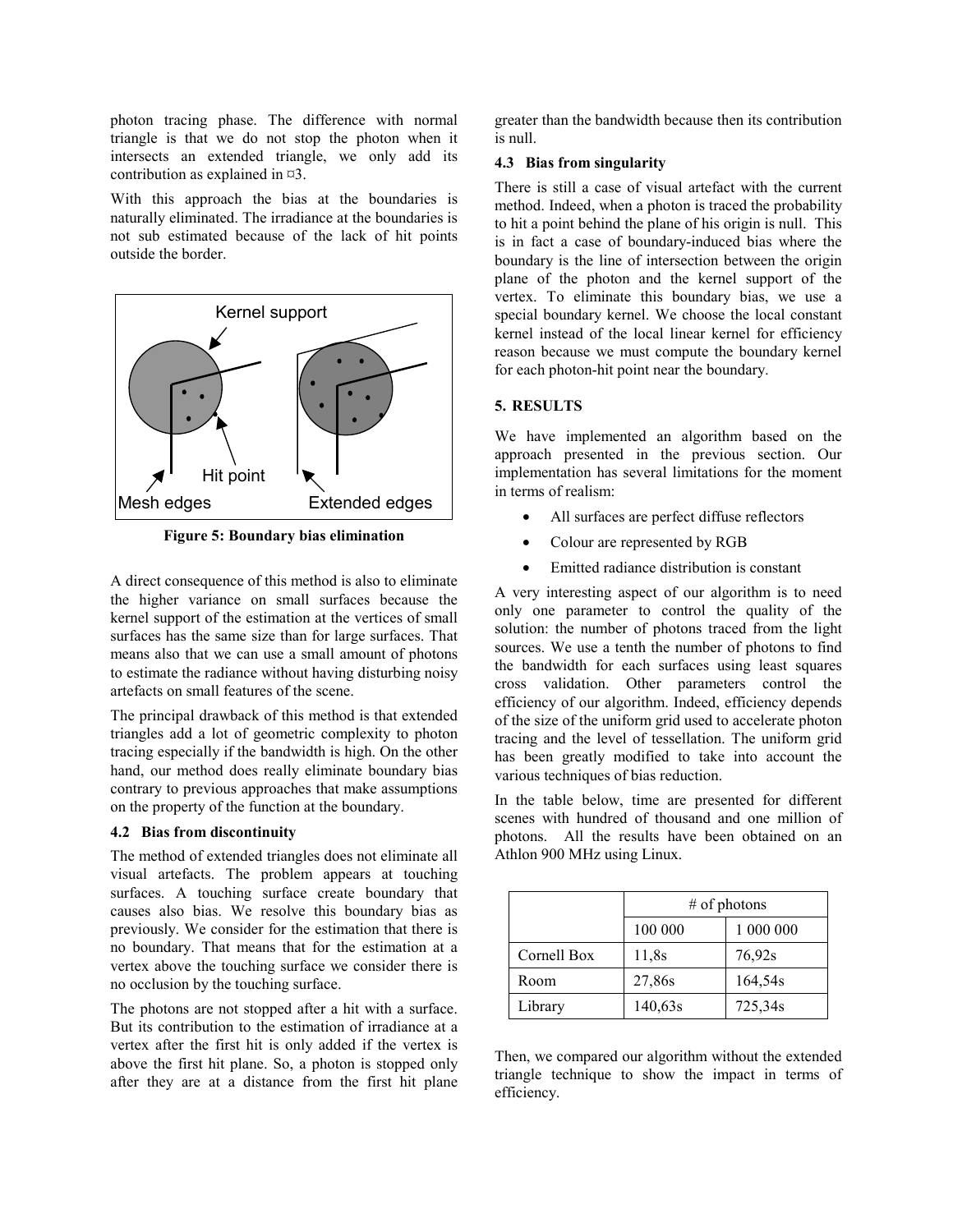photon tracing phase. The difference with normal triangle is that we do not stop the photon when it intersects an extended triangle, we only add its contribution as explained in ¤3.

With this approach the bias at the boundaries is naturally eliminated. The irradiance at the boundaries is not sub estimated because of the lack of hit points outside the border.

**Figure 5: Boundary bias elimination**

A direct consequence of this method is also to eliminate the higher variance on small surfaces because the kernel support of the estimation at the vertices of small surfaces has the same size than for large surfaces. That means also that we can use a small amount of photons to estimate the radiance without having disturbing noisy artefacts on small features of the scene.

The principal drawback of this method is that extended triangles add a lot of geometric complexity to photon tracing especially if the bandwidth is high. On the other hand, our method does really eliminate boundary bias contrary to previous approaches that make assumptions on the property of the function at the boundary.

### 4.2 Bias from discontinuity

The method of extended triangles does not eliminate all visual artefacts. The problem appears at touching surfaces. A touching surface create boundary that causes also bias. We resolve this boundary bias as previously. We consider for the estimation that there is no boundary. That means that for the estimation at a vertex above the touching surface we consider there is no occlusion by the touching surface.

The photons are not stopped after a hit with a surface. But its contribution to the estimation of irradiance at a vertex after the first hit is only added if the vertex is above the first hit plane. So, a photon is stopped only after they are at a distance from the first hit plane greater than the bandwidth because then its contribution is null.

### 4.3 Bias from singularity

There is still a case of visual artefact with the current method. Indeed, when a photon is traced the probability to hit a point behind the plane of his origin is null. This is in fact a case of boundary-induced bias where the boundary is the line of intersection between the origin plane of the photon and the kernel support of the vertex. To eliminate this boundary bias, we use a special boundary kernel. We choose the local constant kernel instead of the local linear kernel for efficiency reason because we must compute the boundary kernel for each photon-hit point near the boundary.

## 5. RESULTS

We have implemented an algorithm based on the approach presented in the previous section. Our implementation has several limitations for the moment in terms of realism:

- All surfaces are perfect diffuse reflectors
- Colour are represented by RGB
- Emitted radiance distribution is constant

A very interesting aspect of our algorithm is to need only one parameter to control the quality of the solution: the number of photons traced from the light sources. We use a tenth the number of photons to find the bandwidth for each surfaces using least squares cross validation. Other parameters control the efficiency of our algorithm. Indeed, efficiency depends of the size of the uniform grid used to accelerate photon tracing and the level of tessellation. The uniform grid has been greatly modified to take into account the various techniques of bias reduction.

In the table below, time are presented for different scenes with hundred of thousand and one million of photons. All the results have been obtained on an Athlon 900 MHz using Linux.

| | # of photons | |
|---|---|---|
| | 100 000 | 1 000 000 |
| Cornell Box | 11,8s | 76,92s |
| Room | 27,86s | 164,54s |
| Library | 140,63s | 725,34s |

Then, we compared our algorithm without the extended triangle technique to show the impact in terms of efficiency.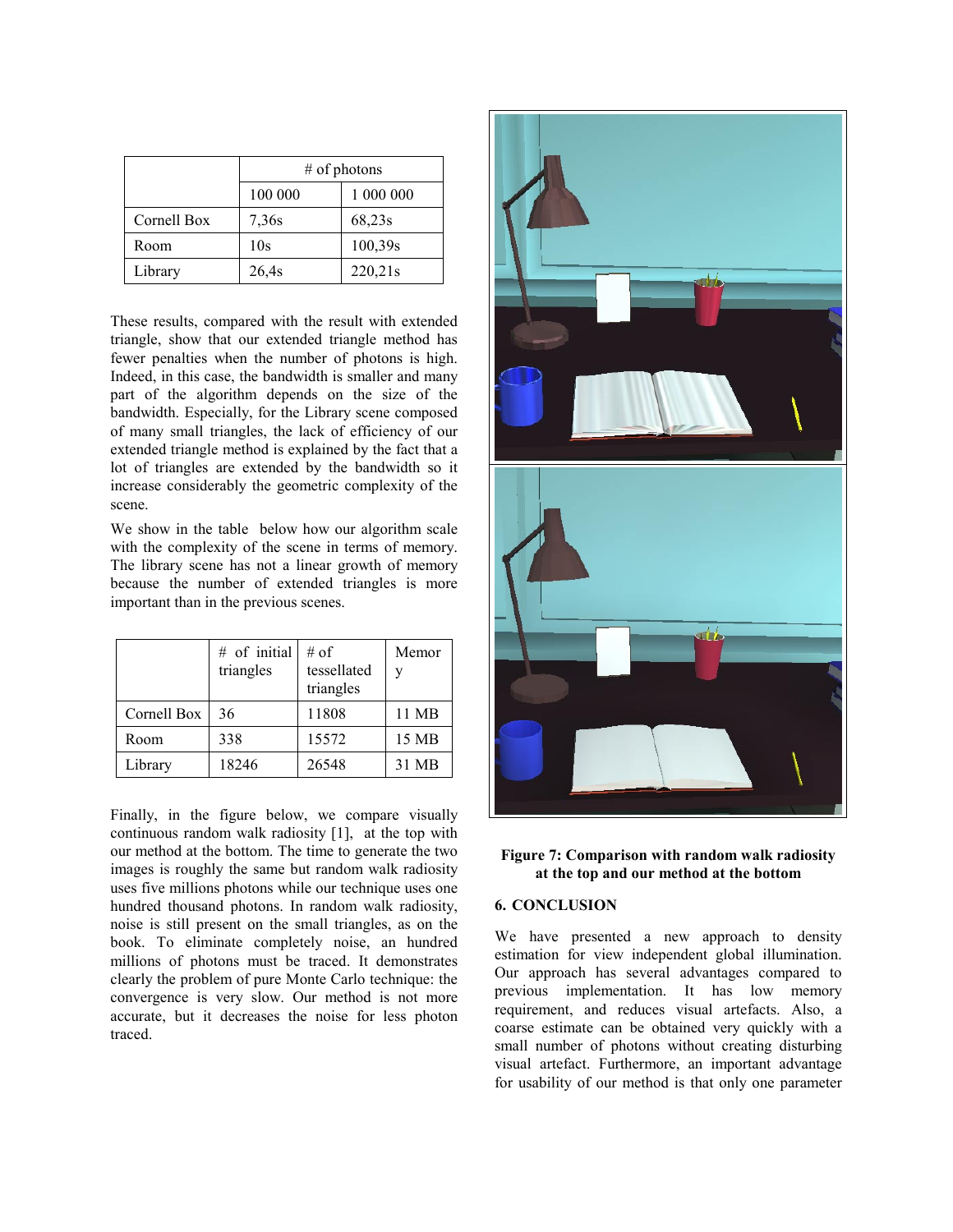| | # of photons | |
|---|---|---|
| | 100 000 | 1 000 000 |
| Cornell Box | 7,36s | 68,23s |
| Room | 10s | 100,39s |
| Library | 26,4s | 220,21s |

These results, compared with the result with extended triangle, show that our extended triangle method has fewer penalties when the number of photons is high. Indeed, in this case, the bandwidth is smaller and many part of the algorithm depends on the size of the bandwidth. Especially, for the Library scene composed of many small triangles, the lack of efficiency of our extended triangle method is explained by the fact that a lot of triangles are extended by the bandwidth so it increase considerably the geometric complexity of the scene.

We show in the table below how our algorithm scale with the complexity of the scene in terms of memory. The library scene has not a linear growth of memory because the number of extended triangles is more important than in the previous scenes.

| | # of initial triangles | # of tessellated triangles | Memory |
|---|---|---|---|
| Cornell Box | 36 | 11808 | 11 MB |
| Room | 338 | 15572 | 15 MB |
| Library | 18246 | 26548 | 31 MB |

Finally, in the figure below, we compare visually continuous random walk radiosity [1], at the top with our method at the bottom. The time to generate the two images is roughly the same but random walk radiosity uses five millions photons while our technique uses one hundred thousand photons. In random walk radiosity, noise is still present on the small triangles, as on the book. To eliminate completely noise, an hundred millions of photons must be traced. It demonstrates clearly the problem of pure Monte Carlo technique: the convergence is very slow. Our method is not more accurate, but it decreases the noise for less photon traced.

**Figure 7: Comparison with random walk radiosity at the top and our method at the bottom**

## 6. CONCLUSION

We have presented a new approach to density estimation for view independent global illumination. Our approach has several advantages compared to previous implementation. It has low memory requirement, and reduces visual artefacts. Also, a coarse estimate can be obtained very quickly with a small number of photons without creating disturbing visual artefact. Furthermore, an important advantage for usability of our method is that only one parameter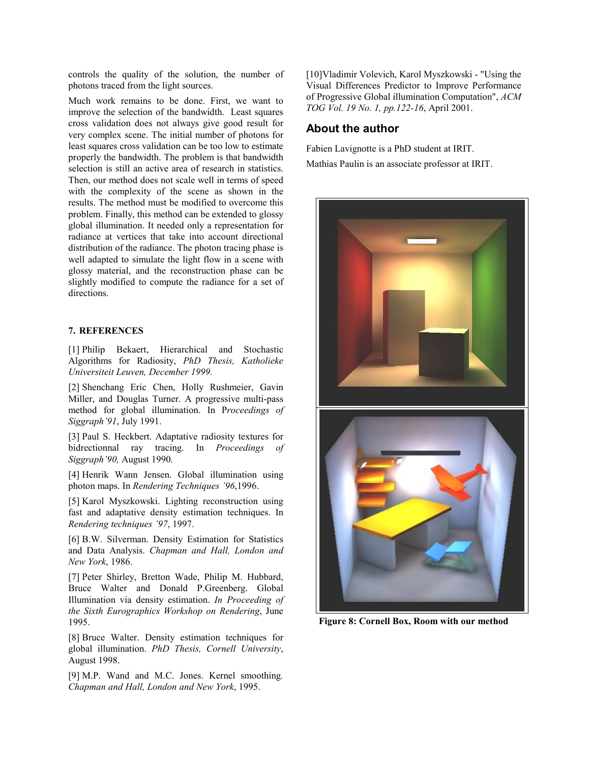controls the quality of the solution, the number of photons traced from the light sources.

Much work remains to be done. First, we want to improve the selection of the bandwidth. Least squares cross validation does not always give good result for very complex scene. The initial number of photons for least squares cross validation can be too low to estimate properly the bandwidth. The problem is that bandwidth selection is still an active area of research in statistics. Then, our method does not scale well in terms of speed with the complexity of the scene as shown in the results. The method must be modified to overcome this problem. Finally, this method can be extended to glossy global illumination. It needed only a representation for radiance at vertices that take into account directional distribution of the radiance. The photon tracing phase is well adapted to simulate the light flow in a scene with glossy material, and the reconstruction phase can be slightly modified to compute the radiance for a set of directions.

## 7. REFERENCES

[1] Philip Bekaert, Hierarchical and Stochastic Algorithms for Radiosity, *PhD Thesis, Katholieke Universiteit Leuven, December 1999.*

[2] Shenchang Eric Chen, Holly Rushmeier, Gavin Miller, and Douglas Turner. A progressive multi-pass method for global illumination. In P*roceedings of Siggraph'91*, July 1991.

[3] Paul S. Heckbert. Adaptative radiosity textures for bidrectionnal ray tracing. In *Proceedings of Siggraph'90,* August 1990*.*

[4] Henrik Wann Jensen. Global illumination using photon maps. In *Rendering Techniques '96*,1996.

[5] Karol Myszkowski. Lighting reconstruction using fast and adaptative density estimation techniques. In *Rendering techniques '97*, 1997.

[6] B.W. Silverman. Density Estimation for Statistics and Data Analysis. *Chapman and Hall, London and New York*, 1986.

[7] Peter Shirley, Bretton Wade, Philip M. Hubbard, Bruce Walter and Donald P.Greenberg. Global Illumination via density estimation. *In Proceeding of the Sixth Eurographics Workshop on Rendering*, June 1995.

[8] Bruce Walter. Density estimation techniques for global illumination. *PhD Thesis, Cornell University*, August 1998.

[9] M.P. Wand and M.C. Jones. Kernel smoothing*. Chapman and Hall, London and New York*, 1995.

[10]Vladimir Volevich, Karol Myszkowski - "Using the Visual Differences Predictor to Improve Performance of Progressive Global illumination Computation", *ACM TOG Vol. 19 No. 1, pp.122-16*, April 2001.

## About the author

Fabien Lavignotte is a PhD student at IRIT.

Mathias Paulin is an associate professor at IRIT.

**Figure 8: Cornell Box, Room with our method**